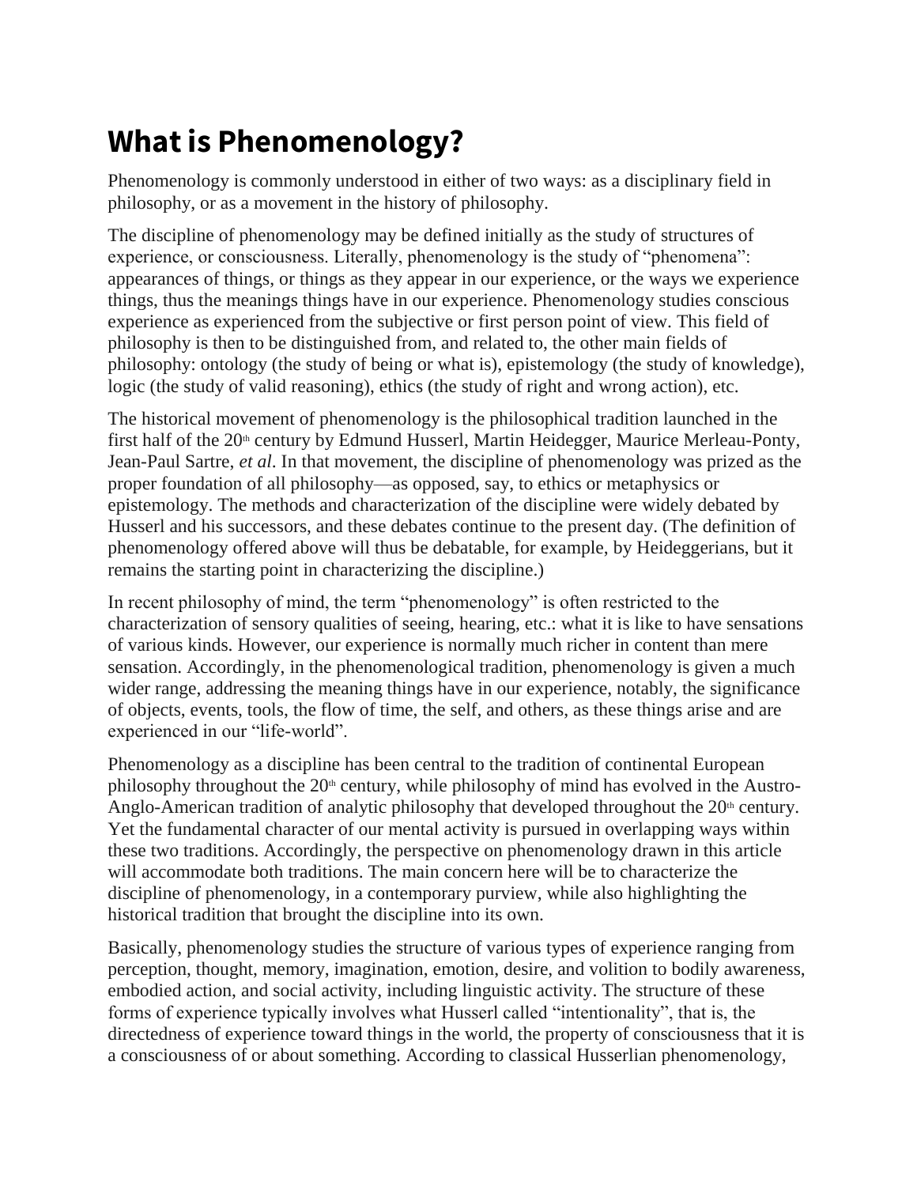# What is Phenomenology?

Phenomenology is commonly understood in either of two ways: as a disciplinary field in philosophy, or as a movement in the history of philosophy.

The discipline of phenomenology may be defined initially as the study of structures of experience, or consciousness. Literally, phenomenology is the study of "phenomena": appearances of things, or things as they appear in our experience, or the ways we experience things, thus the meanings things have in our experience. Phenomenology studies conscious experience as experienced from the subjective or first person point of view. This field of philosophy is then to be distinguished from, and related to, the other main fields of philosophy: ontology (the study of being or what is), epistemology (the study of knowledge), logic (the study of valid reasoning), ethics (the study of right and wrong action), etc.

The historical movement of phenomenology is the philosophical tradition launched in the first half of the 20th century by Edmund Husserl, Martin Heidegger, Maurice Merleau-Ponty, Jean-Paul Sartre, *et al*. In that movement, the discipline of phenomenology was prized as the proper foundation of all philosophy—as opposed, say, to ethics or metaphysics or epistemology. The methods and characterization of the discipline were widely debated by Husserl and his successors, and these debates continue to the present day. (The definition of phenomenology offered above will thus be debatable, for example, by Heideggerians, but it remains the starting point in characterizing the discipline.)

In recent philosophy of mind, the term "phenomenology" is often restricted to the characterization of sensory qualities of seeing, hearing, etc.: what it is like to have sensations of various kinds. However, our experience is normally much richer in content than mere sensation. Accordingly, in the phenomenological tradition, phenomenology is given a much wider range, addressing the meaning things have in our experience, notably, the significance of objects, events, tools, the flow of time, the self, and others, as these things arise and are experienced in our "life-world".

Phenomenology as a discipline has been central to the tradition of continental European philosophy throughout the 20th century, while philosophy of mind has evolved in the Austro-Anglo-American tradition of analytic philosophy that developed throughout the 20th century. Yet the fundamental character of our mental activity is pursued in overlapping ways within these two traditions. Accordingly, the perspective on phenomenology drawn in this article will accommodate both traditions. The main concern here will be to characterize the discipline of phenomenology, in a contemporary purview, while also highlighting the historical tradition that brought the discipline into its own.

Basically, phenomenology studies the structure of various types of experience ranging from perception, thought, memory, imagination, emotion, desire, and volition to bodily awareness, embodied action, and social activity, including linguistic activity. The structure of these forms of experience typically involves what Husserl called "intentionality", that is, the directedness of experience toward things in the world, the property of consciousness that it is a consciousness of or about something. According to classical Husserlian phenomenology,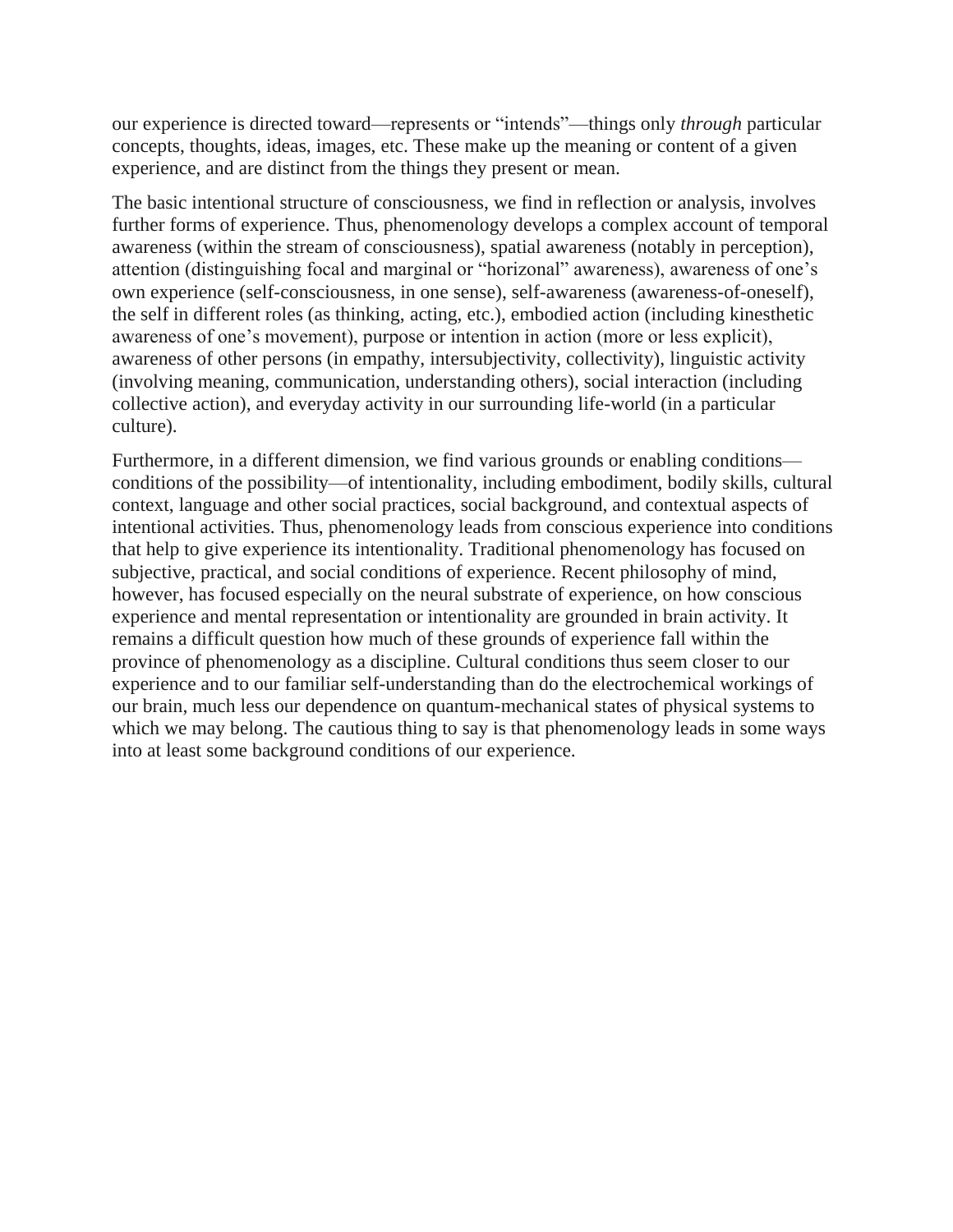our experience is directed toward—represents or "intends"—things only *through* particular concepts, thoughts, ideas, images, etc. These make up the meaning or content of a given experience, and are distinct from the things they present or mean.

The basic intentional structure of consciousness, we find in reflection or analysis, involves further forms of experience. Thus, phenomenology develops a complex account of temporal awareness (within the stream of consciousness), spatial awareness (notably in perception), attention (distinguishing focal and marginal or "horizonal" awareness), awareness of one's own experience (self-consciousness, in one sense), self-awareness (awareness-of-oneself), the self in different roles (as thinking, acting, etc.), embodied action (including kinesthetic awareness of one's movement), purpose or intention in action (more or less explicit), awareness of other persons (in empathy, intersubjectivity, collectivity), linguistic activity (involving meaning, communication, understanding others), social interaction (including collective action), and everyday activity in our surrounding life-world (in a particular culture).

Furthermore, in a different dimension, we find various grounds or enabling conditions—conditions of the possibility—of intentionality, including embodiment, bodily skills, cultural context, language and other social practices, social background, and contextual aspects of intentional activities. Thus, phenomenology leads from conscious experience into conditions that help to give experience its intentionality. Traditional phenomenology has focused on subjective, practical, and social conditions of experience. Recent philosophy of mind, however, has focused especially on the neural substrate of experience, on how conscious experience and mental representation or intentionality are grounded in brain activity. It remains a difficult question how much of these grounds of experience fall within the province of phenomenology as a discipline. Cultural conditions thus seem closer to our experience and to our familiar self-understanding than do the electrochemical workings of our brain, much less our dependence on quantum-mechanical states of physical systems to which we may belong. The cautious thing to say is that phenomenology leads in some ways into at least some background conditions of our experience.